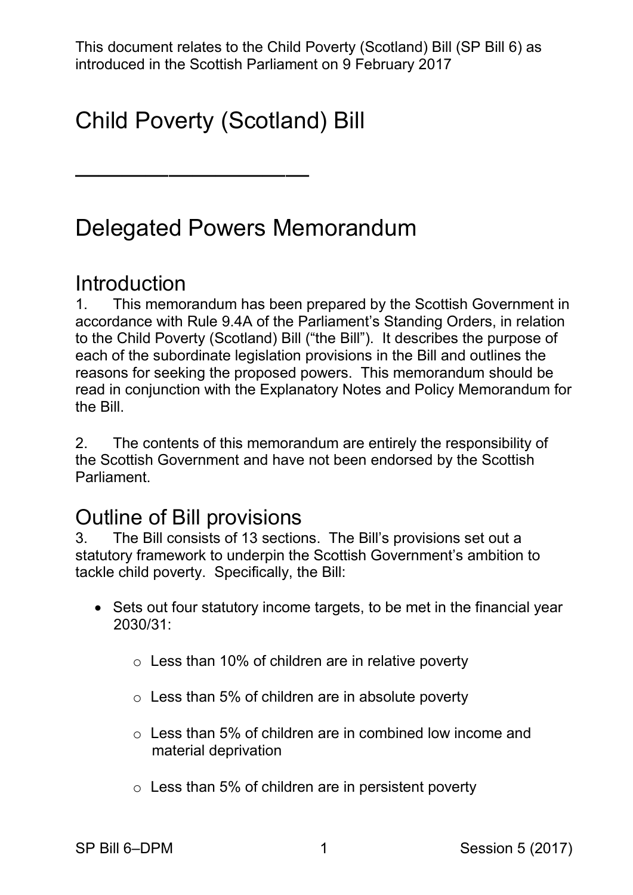This document relates to the Child Poverty (Scotland) Bill (SP Bill 6) as introduced in the Scottish Parliament on 9 February 2017

# Child Poverty (Scotland) Bill

---

# Delegated Powers Memorandum

## Introduction

1. This memorandum has been prepared by the Scottish Government in accordance with Rule 9.4A of the Parliament's Standing Orders, in relation to the Child Poverty (Scotland) Bill ("the Bill"). It describes the purpose of each of the subordinate legislation provisions in the Bill and outlines the reasons for seeking the proposed powers. This memorandum should be read in conjunction with the Explanatory Notes and Policy Memorandum for the Bill.

2. The contents of this memorandum are entirely the responsibility of the Scottish Government and have not been endorsed by the Scottish Parliament.

## Outline of Bill provisions

3. The Bill consists of 13 sections. The Bill's provisions set out a statutory framework to underpin the Scottish Government's ambition to tackle child poverty. Specifically, the Bill:

- Sets out four statutory income targets, to be met in the financial year 2030/31:
    - Less than 10% of children are in relative poverty
    - Less than 5% of children are in absolute poverty
    - Less than 5% of children are in combined low income and material deprivation
    - Less than 5% of children are in persistent poverty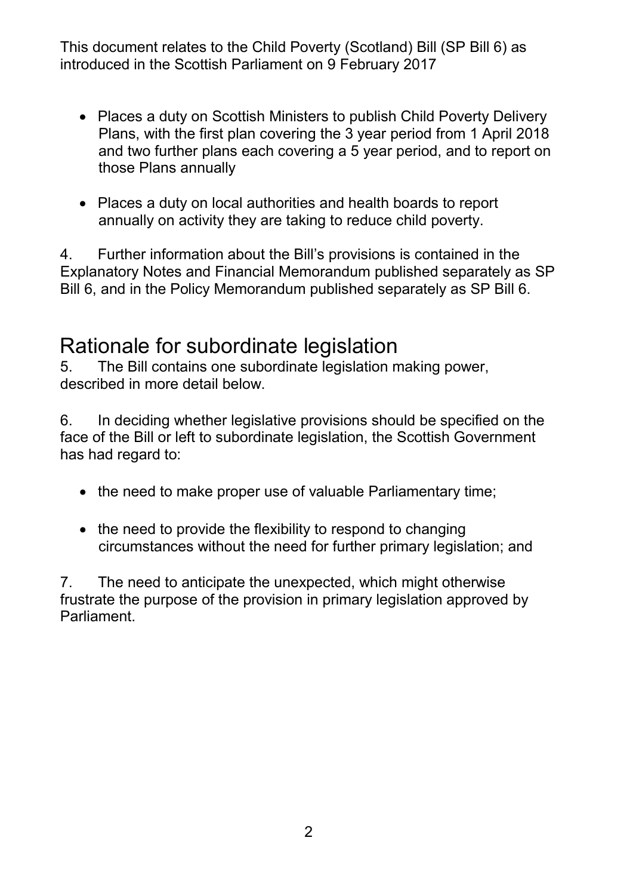This document relates to the Child Poverty (Scotland) Bill (SP Bill 6) as introduced in the Scottish Parliament on 9 February 2017

- Places a duty on Scottish Ministers to publish Child Poverty Delivery Plans, with the first plan covering the 3 year period from 1 April 2018 and two further plans each covering a 5 year period, and to report on those Plans annually

- Places a duty on local authorities and health boards to report annually on activity they are taking to reduce child poverty.

4. Further information about the Bill's provisions is contained in the Explanatory Notes and Financial Memorandum published separately as SP Bill 6, and in the Policy Memorandum published separately as SP Bill 6.

# Rationale for subordinate legislation

5. The Bill contains one subordinate legislation making power, described in more detail below.

6. In deciding whether legislative provisions should be specified on the face of the Bill or left to subordinate legislation, the Scottish Government has had regard to:

- the need to make proper use of valuable Parliamentary time;

- the need to provide the flexibility to respond to changing circumstances without the need for further primary legislation; and

7. The need to anticipate the unexpected, which might otherwise frustrate the purpose of the provision in primary legislation approved by Parliament.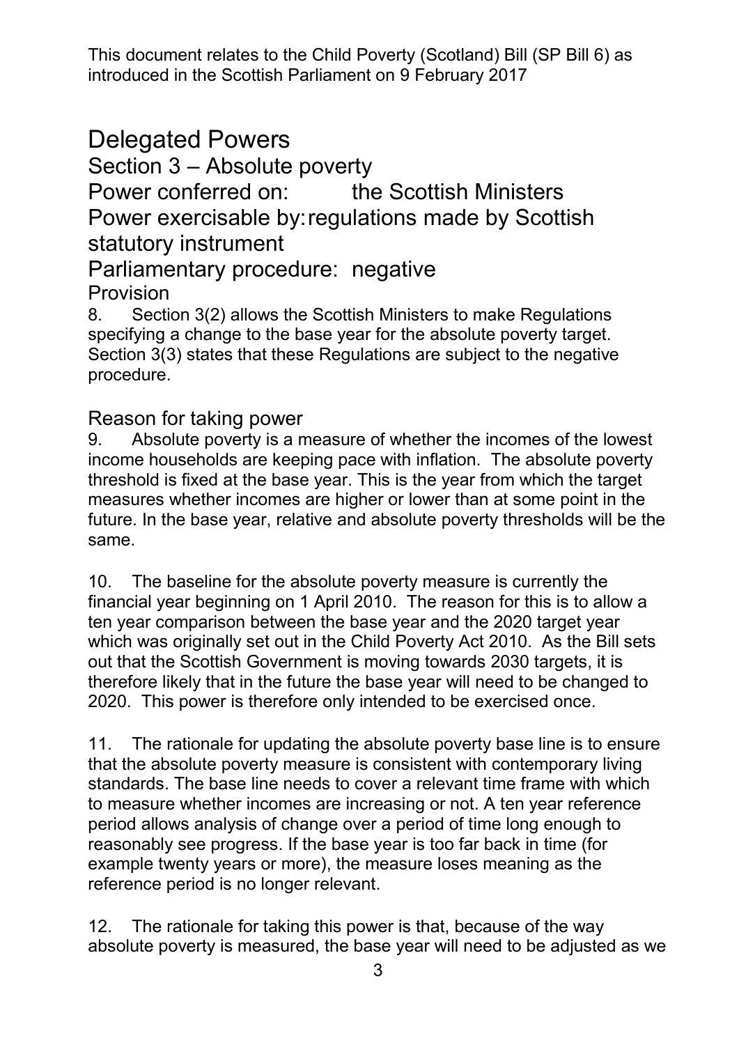This document relates to the Child Poverty (Scotland) Bill (SP Bill 6) as introduced in the Scottish Parliament on 9 February 2017

# Delegated Powers

## Section 3 – Absolute poverty

## Power conferred on: the Scottish Ministers

## Power exercisable by: regulations made by Scottish statutory instrument

## Parliamentary procedure: negative

### Provision

8. Section 3(2) allows the Scottish Ministers to make Regulations specifying a change to the base year for the absolute poverty target. Section 3(3) states that these Regulations are subject to the negative procedure.

### Reason for taking power

9. Absolute poverty is a measure of whether the incomes of the lowest income households are keeping pace with inflation. The absolute poverty threshold is fixed at the base year. This is the year from which the target measures whether incomes are higher or lower than at some point in the future. In the base year, relative and absolute poverty thresholds will be the same.

10. The baseline for the absolute poverty measure is currently the financial year beginning on 1 April 2010. The reason for this is to allow a ten year comparison between the base year and the 2020 target year which was originally set out in the Child Poverty Act 2010. As the Bill sets out that the Scottish Government is moving towards 2030 targets, it is therefore likely that in the future the base year will need to be changed to 2020. This power is therefore only intended to be exercised once.

11. The rationale for updating the absolute poverty base line is to ensure that the absolute poverty measure is consistent with contemporary living standards. The base line needs to cover a relevant time frame with which to measure whether incomes are increasing or not. A ten year reference period allows analysis of change over a period of time long enough to reasonably see progress. If the base year is too far back in time (for example twenty years or more), the measure loses meaning as the reference period is no longer relevant.

12. The rationale for taking this power is that, because of the way absolute poverty is measured, the base year will need to be adjusted as we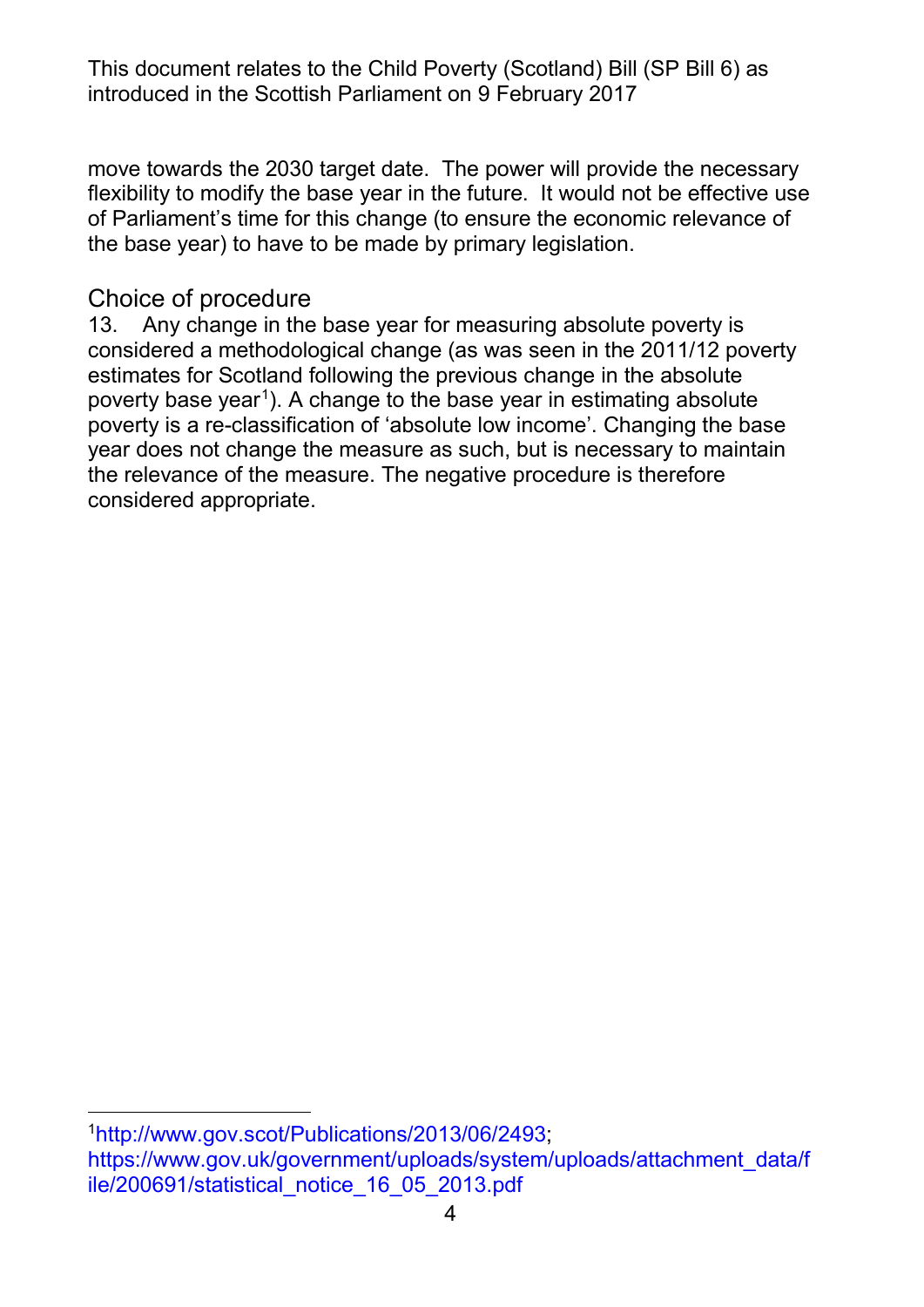move towards the 2030 target date. The power will provide the necessary flexibility to modify the base year in the future. It would not be effective use of Parliament's time for this change (to ensure the economic relevance of the base year) to have to be made by primary legislation.

## Choice of procedure

13. Any change in the base year for measuring absolute poverty is considered a methodological change (as was seen in the 2011/12 poverty estimates for Scotland following the previous change in the absolute poverty base year[1]). A change to the base year in estimating absolute poverty is a re-classification of 'absolute low income'. Changing the base year does not change the measure as such, but is necessary to maintain the relevance of the measure. The negative procedure is therefore considered appropriate.

---

[1] http://www.gov.scot/Publications/2013/06/2493; https://www.gov.uk/government/uploads/system/uploads/attachment_data/file/200691/statistical_notice_16_05_2013.pdf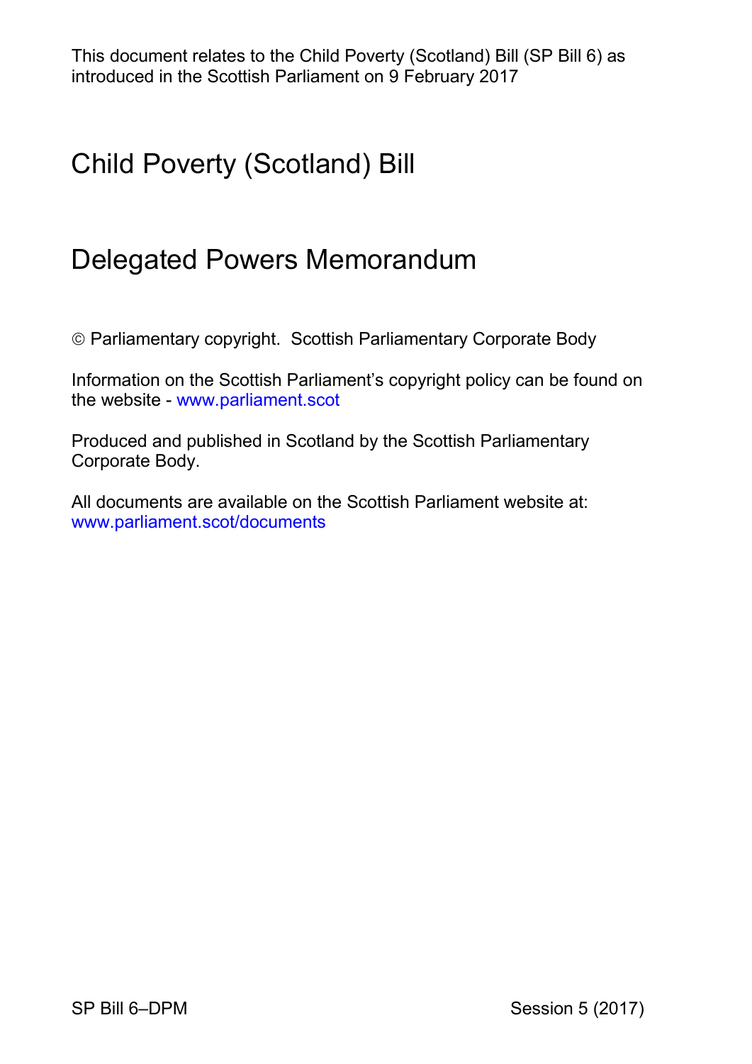This document relates to the Child Poverty (Scotland) Bill (SP Bill 6) as introduced in the Scottish Parliament on 9 February 2017

# Child Poverty (Scotland) Bill

# Delegated Powers Memorandum

© Parliamentary copyright. Scottish Parliamentary Corporate Body

Information on the Scottish Parliament's copyright policy can be found on the website - www.parliament.scot

Produced and published in Scotland by the Scottish Parliamentary Corporate Body.

All documents are available on the Scottish Parliament website at: www.parliament.scot/documents

SP Bill 6–DPM Session 5 (2017)